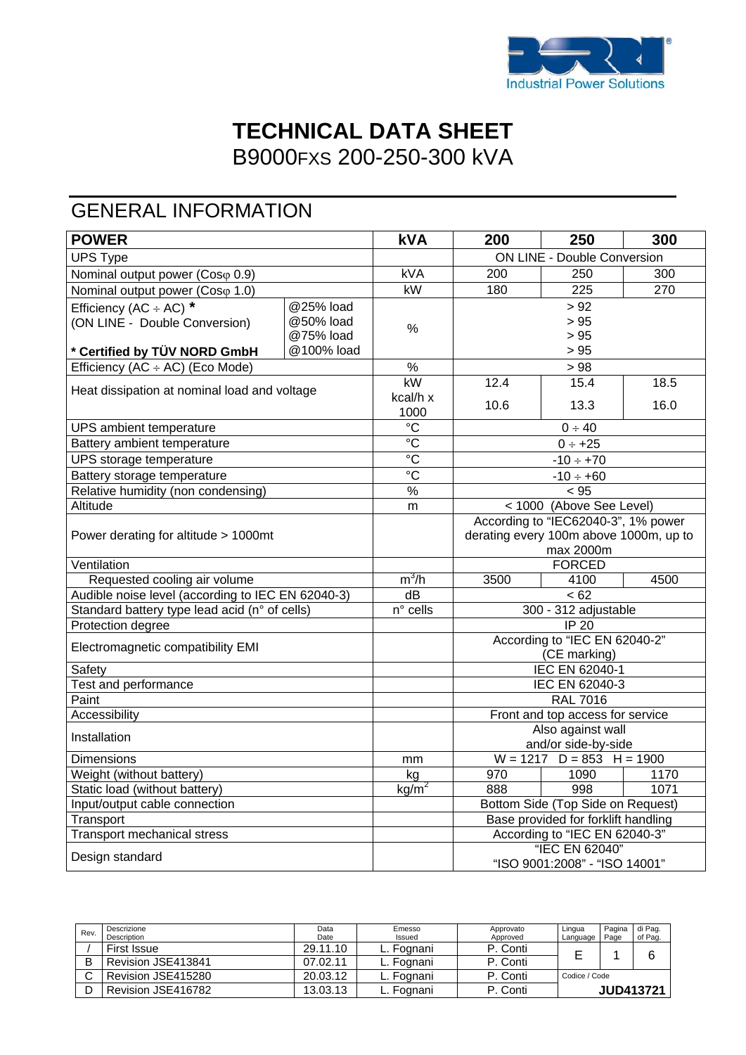# TECHNICAL DATA SHEET

B9000FXS 200-250-300 kVA

## GENERAL INFORMATION

| **POWER** | | **kVA** | **200** | **250** | **300** |
|---|---|---|---|---|---|
| UPS Type | | | ON LINE - Double Conversion | | |
| Nominal output power (Cosφ 0.9) | | kVA | 200 | 250 | 300 |
| Nominal output power (Cosφ 1.0) | | kW | 180 | 225 | 270 |
| Efficiency (AC ÷ AC) * (ON LINE - Double Conversion) * Certified by TÜV NORD GmbH | @25% load | % | > 92 | | |
| | @50% load | | > 95 | | |
| | @75% load | | > 95 | | |
| | @100% load | | > 95 | | |
| Efficiency (AC ÷ AC) (Eco Mode) | | % | > 98 | | |
| Heat dissipation at nominal load and voltage | | kW | 12.4 | 15.4 | 18.5 |
| | | kcal/h x 1000 | 10.6 | 13.3 | 16.0 |
| UPS ambient temperature | | °C | 0 ÷ 40 | | |
| Battery ambient temperature | | °C | 0 ÷ +25 | | |
| UPS storage temperature | | °C | -10 ÷ +70 | | |
| Battery storage temperature | | °C | -10 ÷ +60 | | |
| Relative humidity (non condensing) | | % | < 95 | | |
| Altitude | | m | < 1000 (Above See Level) | | |
| Power derating for altitude > 1000mt | | | According to "IEC62040-3", 1% power derating every 100m above 1000m, up to max 2000m | | |
| Ventilation | | | FORCED | | |
| Requested cooling air volume | | $m^3/h$ | 3500 | 4100 | 4500 |
| Audible noise level (according to IEC EN 62040-3) | | dB | < 62 | | |
| Standard battery type lead acid (n° of cells) | | n° cells | 300 - 312 adjustable | | |
| Protection degree | | | IP 20 | | |
| Electromagnetic compatibility EMI | | | According to "IEC EN 62040-2" (CE marking) | | |
| Safety | | | IEC EN 62040-1 | | |
| Test and performance | | | IEC EN 62040-3 | | |
| Paint | | | RAL 7016 | | |
| Accessibility | | | Front and top access for service | | |
| Installation | | | Also against wall and/or side-by-side | | |
| Dimensions | | mm | W = 1217 D = 853 H = 1900 | | |
| Weight (without battery) | | kg | 970 | 1090 | 1170 |
| Static load (without battery) | | $kg/m^2$ | 888 | 998 | 1071 |
| Input/output cable connection | | | Bottom Side (Top Side on Request) | | |
| Transport | | | Base provided for forklift handling | | |
| Transport mechanical stress | | | According to "IEC EN 62040-3" | | |
| Design standard | | | "IEC EN 62040" "ISO 9001:2008" - "ISO 14001" | | |

| Rev. | Descrizione / Description | Data / Date | Emesso / Issued | Approvato / Approved | Lingua / Language | Pagina / Page | di Pag. / of Pag. |
|---|---|---|---|---|---|---|---|
| / | First Issue | 29.11.10 | L. Fognani | P. Conti | E | 1 | 6 |
| B | Revision JSE413841 | 07.02.11 | L. Fognani | P. Conti | | | |
| C | Revision JSE415280 | 20.03.12 | L. Fognani | P. Conti | Codice / Code | | |
| D | Revision JSE416782 | 13.03.13 | L. Fognani | P. Conti | JUD413721 | | |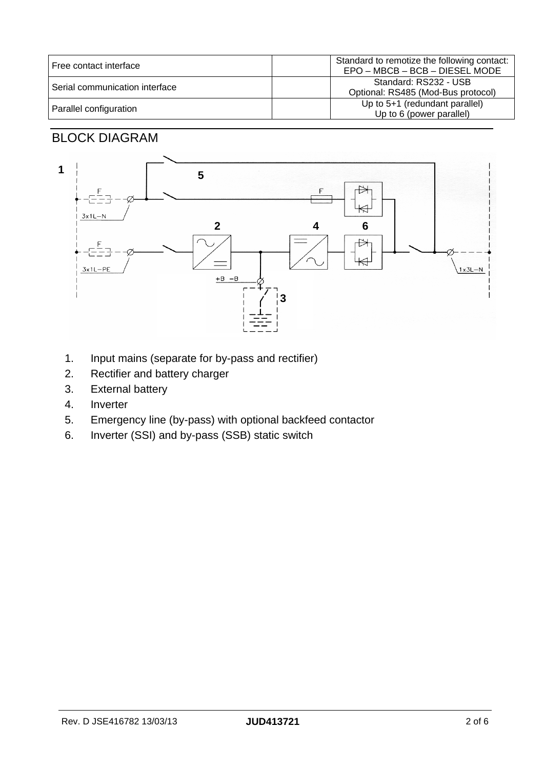| Free contact interface | | Standard to remotize the following contact:<br>EPO – MBCB – BCB – DIESEL MODE |
|---|---|---|
| Serial communication interface | | Standard: RS232 - USB<br>Optional: RS485 (Mod-Bus protocol) |
| Parallel configuration | | Up to 5+1 (redundant parallel)<br>Up to 6 (power parallel) |

## BLOCK DIAGRAM

1. Input mains (separate for by-pass and rectifier)
2. Rectifier and battery charger
3. External battery
4. Inverter
5. Emergency line (by-pass) with optional backfeed contactor
6. Inverter (SSI) and by-pass (SSB) static switch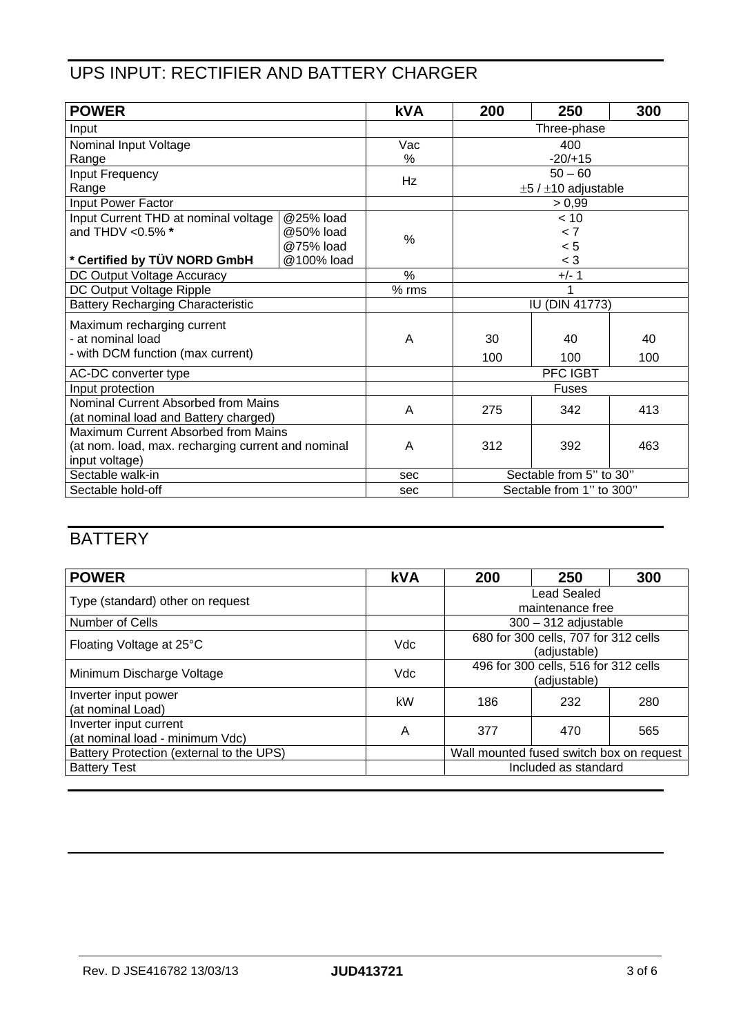## UPS INPUT: RECTIFIER AND BATTERY CHARGER

| POWER | | kVA | 200 | 250 | 300 |
|---|---|---|---|---|---|
| Input | | | Three-phase | | |
| Nominal Input Voltage<br>Range | | Vac<br>% | 400<br>-20/+15 | | |
| Input Frequency<br>Range | | Hz | 50 – 60<br>±5 / ±10 adjustable | | |
| Input Power Factor | | | > 0,99 | | |
| Input Current THD at nominal voltage and THDV <0.5% *<br><br>* Certified by TÜV NORD GmbH | @25% load<br>@50% load<br>@75% load<br>@100% load | % | < 10<br>< 7<br>< 5<br>< 3 | | |
| DC Output Voltage Accuracy | | % | +/- 1 | | |
| DC Output Voltage Ripple | | % rms | 1 | | |
| Battery Recharging Characteristic | | | IU (DIN 41773) | | |
| Maximum recharging current<br>- at nominal load<br>- with DCM function (max current) | | A | 30<br>100 | 40<br>100 | 40<br>100 |
| AC-DC converter type | | | PFC IGBT | | |
| Input protection | | | Fuses | | |
| Nominal Current Absorbed from Mains (at nominal load and Battery charged) | | A | 275 | 342 | 413 |
| Maximum Current Absorbed from Mains (at nom. load, max. recharging current and nominal input voltage) | | A | 312 | 392 | 463 |
| Sectable walk-in | | sec | Sectable from 5'' to 30'' | | |
| Sectable hold-off | | sec | Sectable from 1'' to 300'' | | |

## BATTERY

| POWER | kVA | 200 | 250 | 300 |
|---|---|---|---|---|
| Type (standard) other on request | | Lead Sealed maintenance free | | |
| Number of Cells | | 300 – 312 adjustable | | |
| Floating Voltage at 25°C | Vdc | 680 for 300 cells, 707 for 312 cells (adjustable) | | |
| Minimum Discharge Voltage | Vdc | 496 for 300 cells, 516 for 312 cells (adjustable) | | |
| Inverter input power (at nominal Load) | kW | 186 | 232 | 280 |
| Inverter input current (at nominal load - minimum Vdc) | A | 377 | 470 | 565 |
| Battery Protection (external to the UPS) | | Wall mounted fused switch box on request | | |
| Battery Test | | Included as standard | | |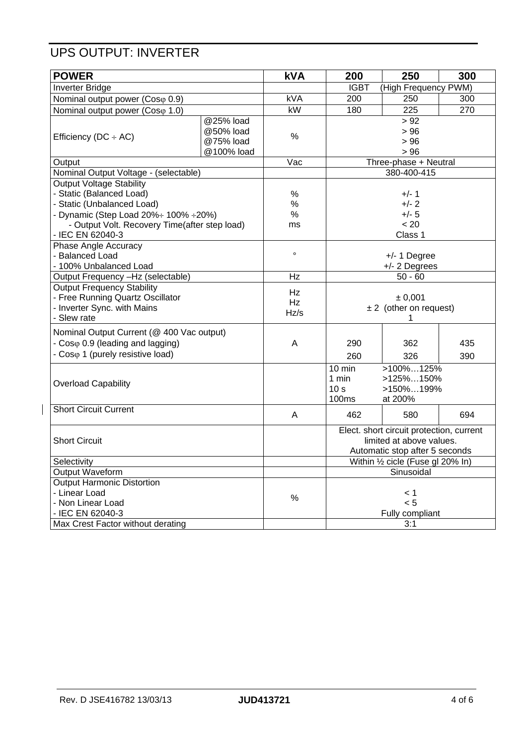# UPS OUTPUT: INVERTER

| POWER | | kVA | 200 | 250 | 300 |
|---|---|---|---|---|---|
| Inverter Bridge | | | IGBT (High Frequency PWM) | | |
| Nominal output power (Cosφ 0.9) | | kVA | 200 | 250 | 300 |
| Nominal output power (Cosφ 1.0) | | kW | 180 | 225 | 270 |
| Efficiency (DC ÷ AC) | @25% load<br>@50% load<br>@75% load<br>@100% load | % | > 92<br>> 96<br>> 96<br>> 96 | | |
| Output | | Vac | Three-phase + Neutral | | |
| Nominal Output Voltage - (selectable) | | | 380-400-415 | | |
| Output Voltage Stability<br>- Static (Balanced Load)<br>- Static (Unbalanced Load)<br>- Dynamic (Step Load 20%÷ 100% ÷20%)<br>- Output Volt. Recovery Time(after step load)<br>- IEC EN 62040-3 | | %<br>%<br>%<br>ms | +/- 1<br>+/- 2<br>+/- 5<br>< 20<br>Class 1 | | |
| Phase Angle Accuracy<br>- Balanced Load<br>- 100% Unbalanced Load | | ° | +/- 1 Degree<br>+/- 2 Degrees | | |
| Output Frequency –Hz (selectable) | | Hz | 50 - 60 | | |
| Output Frequency Stability<br>- Free Running Quartz Oscillator<br>- Inverter Sync. with Mains<br>- Slew rate | | Hz<br>Hz<br>Hz/s | ± 0,001<br>± 2 (other on request)<br>1 | | |
| Nominal Output Current (@ 400 Vac output)<br>- Cosφ 0.9 (leading and lagging)<br>- Cosφ 1 (purely resistive load) | | A | 290<br>260 | 362<br>326 | 435<br>390 |
| Overload Capability | | | 10 min >100%…125%<br>1 min >125%…150%<br>10 s >150%…199%<br>100ms at 200% | | |
| Short Circuit Current | | A | 462 | 580 | 694 |
| Short Circuit | | | Elect. short circuit protection, current limited at above values.<br>Automatic stop after 5 seconds | | |
| Selectivity | | | Within ½ cicle (Fuse gl 20% In) | | |
| Output Waveform | | | Sinusoidal | | |
| Output Harmonic Distortion<br>- Linear Load<br>- Non Linear Load<br>- IEC EN 62040-3 | | % | < 1<br>< 5<br>Fully compliant | | |
| Max Crest Factor without derating | | | 3:1 | | |

Rev. D JSE416782 13/03/13 **JUD413721**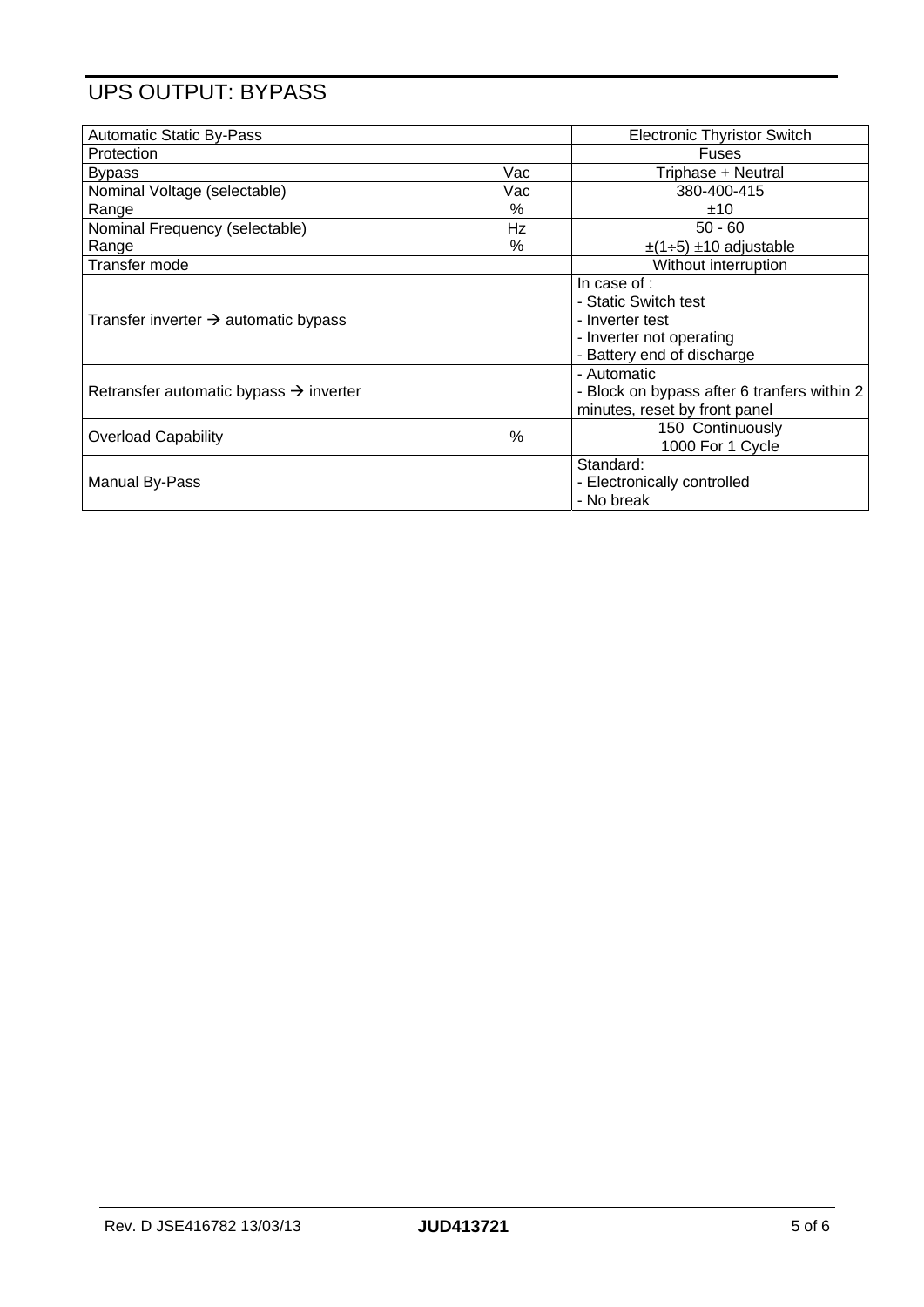# UPS OUTPUT: BYPASS

| | | |
|---|---|---|
| Automatic Static By-Pass | | Electronic Thyristor Switch |
| Protection | | Fuses |
| Bypass | Vac | Triphase + Neutral |
| Nominal Voltage (selectable)<br>Range | Vac<br>% | 380-400-415<br>±10 |
| Nominal Frequency (selectable)<br>Range | Hz<br>% | 50 - 60<br>±(1÷5) ±10 adjustable |
| Transfer mode | | Without interruption |
| Transfer inverter → automatic bypass | | In case of :<br>- Static Switch test<br>- Inverter test<br>- Inverter not operating<br>- Battery end of discharge |
| Retransfer automatic bypass → inverter | | - Automatic<br>- Block on bypass after 6 tranfers within 2 minutes, reset by front panel |
| Overload Capability | % | 150 Continuously<br>1000 For 1 Cycle |
| Manual By-Pass | | Standard:<br>- Electronically controlled<br>- No break |

Rev. D JSE416782 13/03/13 **JUD413721**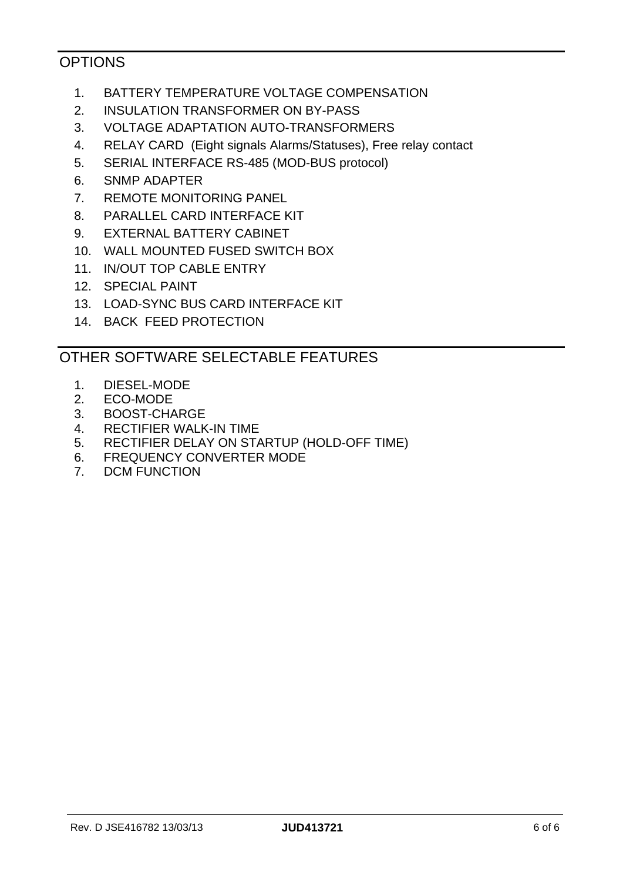## OPTIONS

1. BATTERY TEMPERATURE VOLTAGE COMPENSATION
2. INSULATION TRANSFORMER ON BY-PASS
3. VOLTAGE ADAPTATION AUTO-TRANSFORMERS
4. RELAY CARD (Eight signals Alarms/Statuses), Free relay contact
5. SERIAL INTERFACE RS-485 (MOD-BUS protocol)
6. SNMP ADAPTER
7. REMOTE MONITORING PANEL
8. PARALLEL CARD INTERFACE KIT
9. EXTERNAL BATTERY CABINET
10. WALL MOUNTED FUSED SWITCH BOX
11. IN/OUT TOP CABLE ENTRY
12. SPECIAL PAINT
13. LOAD-SYNC BUS CARD INTERFACE KIT
14. BACK FEED PROTECTION

## OTHER SOFTWARE SELECTABLE FEATURES

1. DIESEL-MODE
2. ECO-MODE
3. BOOST-CHARGE
4. RECTIFIER WALK-IN TIME
5. RECTIFIER DELAY ON STARTUP (HOLD-OFF TIME)
6. FREQUENCY CONVERTER MODE
7. DCM FUNCTION